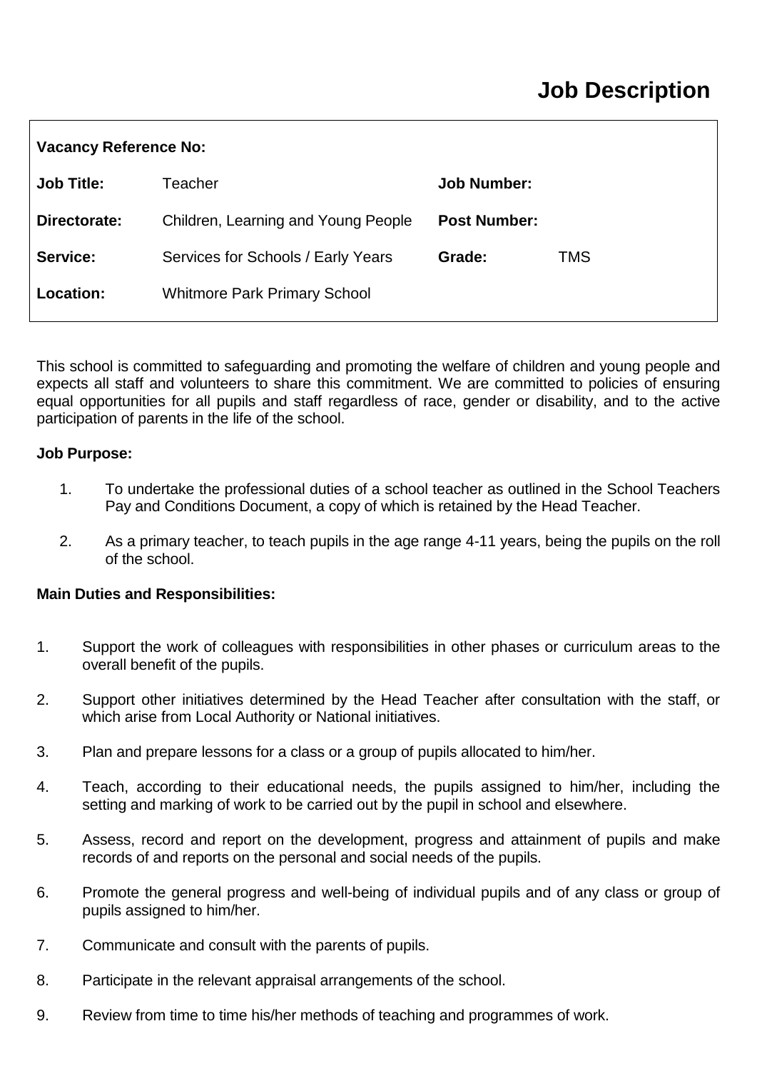# Job Description

| | | | |
|---|---|---|---|
| **Vacancy Reference No:** | | | |
| **Job Title:** | Teacher | **Job Number:** | |
| **Directorate:** | Children, Learning and Young People | **Post Number:** | |
| **Service:** | Services for Schools / Early Years | **Grade:** | TMS |
| **Location:** | Whitmore Park Primary School | | |

This school is committed to safeguarding and promoting the welfare of children and young people and expects all staff and volunteers to share this commitment. We are committed to policies of ensuring equal opportunities for all pupils and staff regardless of race, gender or disability, and to the active participation of parents in the life of the school.

**Job Purpose:**

1. To undertake the professional duties of a school teacher as outlined in the School Teachers Pay and Conditions Document, a copy of which is retained by the Head Teacher.
2. As a primary teacher, to teach pupils in the age range 4-11 years, being the pupils on the roll of the school.

**Main Duties and Responsibilities:**

1. Support the work of colleagues with responsibilities in other phases or curriculum areas to the overall benefit of the pupils.
2. Support other initiatives determined by the Head Teacher after consultation with the staff, or which arise from Local Authority or National initiatives.
3. Plan and prepare lessons for a class or a group of pupils allocated to him/her.
4. Teach, according to their educational needs, the pupils assigned to him/her, including the setting and marking of work to be carried out by the pupil in school and elsewhere.
5. Assess, record and report on the development, progress and attainment of pupils and make records of and reports on the personal and social needs of the pupils.
6. Promote the general progress and well-being of individual pupils and of any class or group of pupils assigned to him/her.
7. Communicate and consult with the parents of pupils.
8. Participate in the relevant appraisal arrangements of the school.
9. Review from time to time his/her methods of teaching and programmes of work.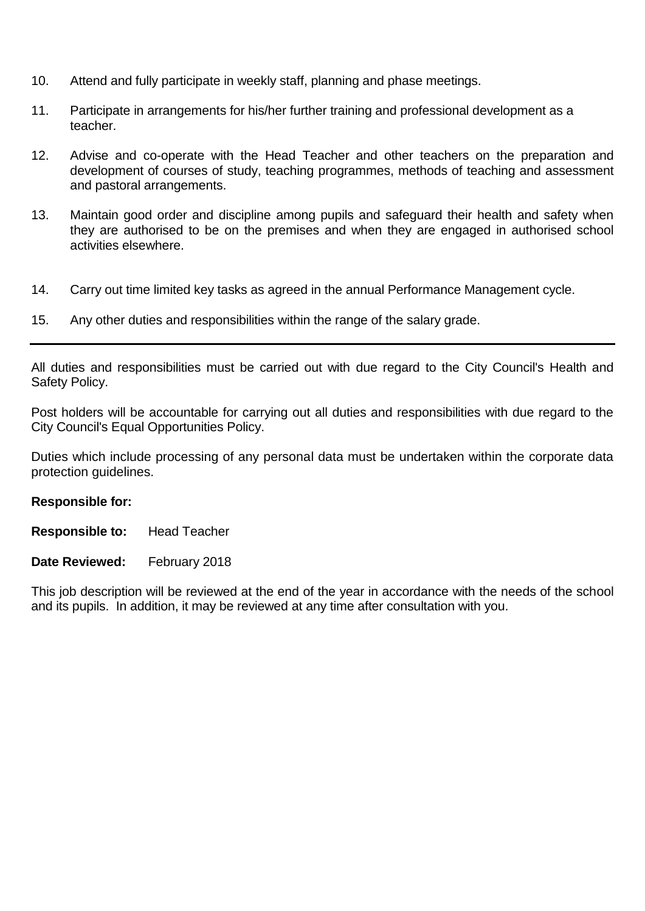10. Attend and fully participate in weekly staff, planning and phase meetings.

11. Participate in arrangements for his/her further training and professional development as a teacher.

12. Advise and co-operate with the Head Teacher and other teachers on the preparation and development of courses of study, teaching programmes, methods of teaching and assessment and pastoral arrangements.

13. Maintain good order and discipline among pupils and safeguard their health and safety when they are authorised to be on the premises and when they are engaged in authorised school activities elsewhere.

14. Carry out time limited key tasks as agreed in the annual Performance Management cycle.

15. Any other duties and responsibilities within the range of the salary grade.

---

All duties and responsibilities must be carried out with due regard to the City Council's Health and Safety Policy.

Post holders will be accountable for carrying out all duties and responsibilities with due regard to the City Council's Equal Opportunities Policy.

Duties which include processing of any personal data must be undertaken within the corporate data protection guidelines.

**Responsible for:**

**Responsible to:** Head Teacher

**Date Reviewed:** February 2018

This job description will be reviewed at the end of the year in accordance with the needs of the school and its pupils. In addition, it may be reviewed at any time after consultation with you.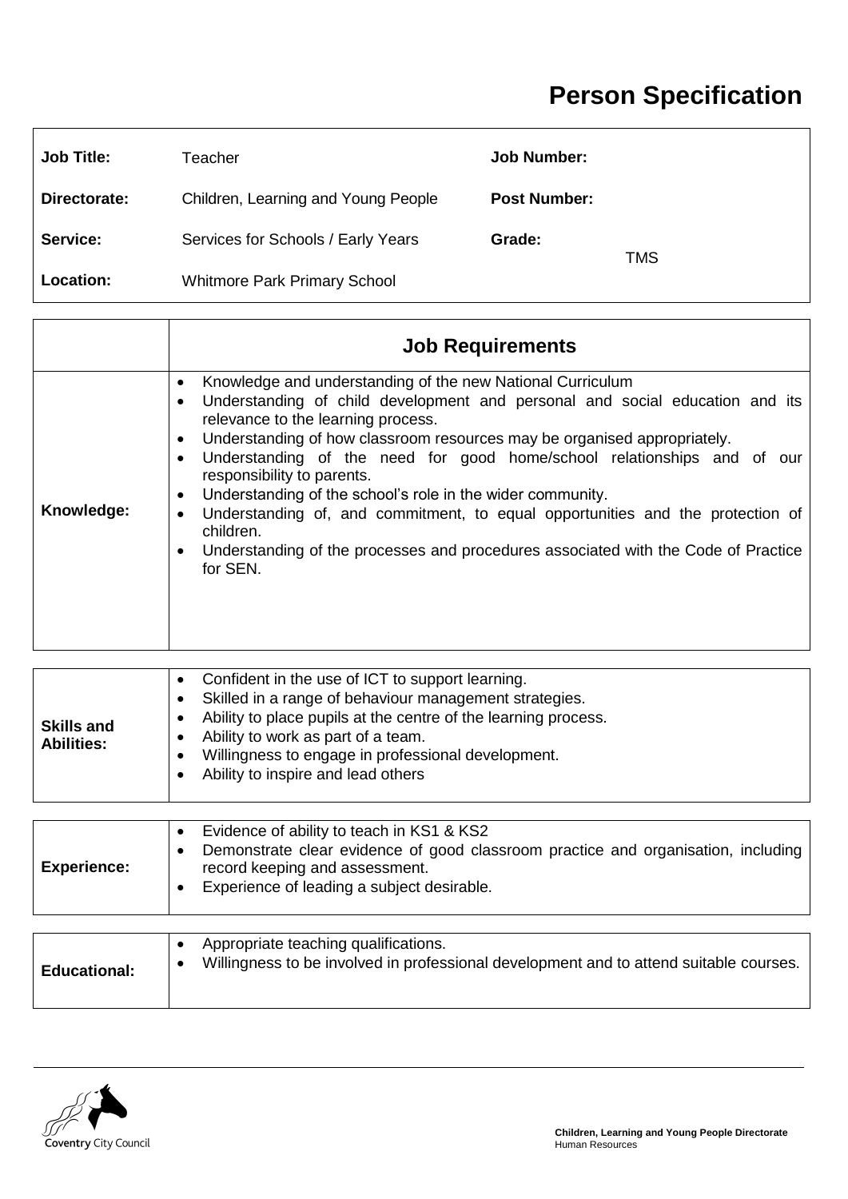# Person Specification

| | | | |
|---|---|---|---|
| **Job Title:** | Teacher | **Job Number:** | |
| **Directorate:** | Children, Learning and Young People | **Post Number:** | |
| **Service:** | Services for Schools / Early Years | **Grade:** | TMS |
| **Location:** | Whitmore Park Primary School | | |

| | **Job Requirements** |
|---|---|
| **Knowledge:** | • Knowledge and understanding of the new National Curriculum<br>• Understanding of child development and personal and social education and its relevance to the learning process.<br>• Understanding of how classroom resources may be organised appropriately.<br>• Understanding of the need for good home/school relationships and of our responsibility to parents.<br>• Understanding of the school's role in the wider community.<br>• Understanding of, and commitment, to equal opportunities and the protection of children.<br>• Understanding of the processes and procedures associated with the Code of Practice for SEN. |
| **Skills and Abilities:** | • Confident in the use of ICT to support learning.<br>• Skilled in a range of behaviour management strategies.<br>• Ability to place pupils at the centre of the learning process.<br>• Ability to work as part of a team.<br>• Willingness to engage in professional development.<br>• Ability to inspire and lead others |
| **Experience:** | • Evidence of ability to teach in KS1 & KS2<br>• Demonstrate clear evidence of good classroom practice and organisation, including record keeping and assessment.<br>• Experience of leading a subject desirable. |
| **Educational:** | • Appropriate teaching qualifications.<br>• Willingness to be involved in professional development and to attend suitable courses. |

Coventry City Council

**Children, Learning and Young People Directorate**
Human Resources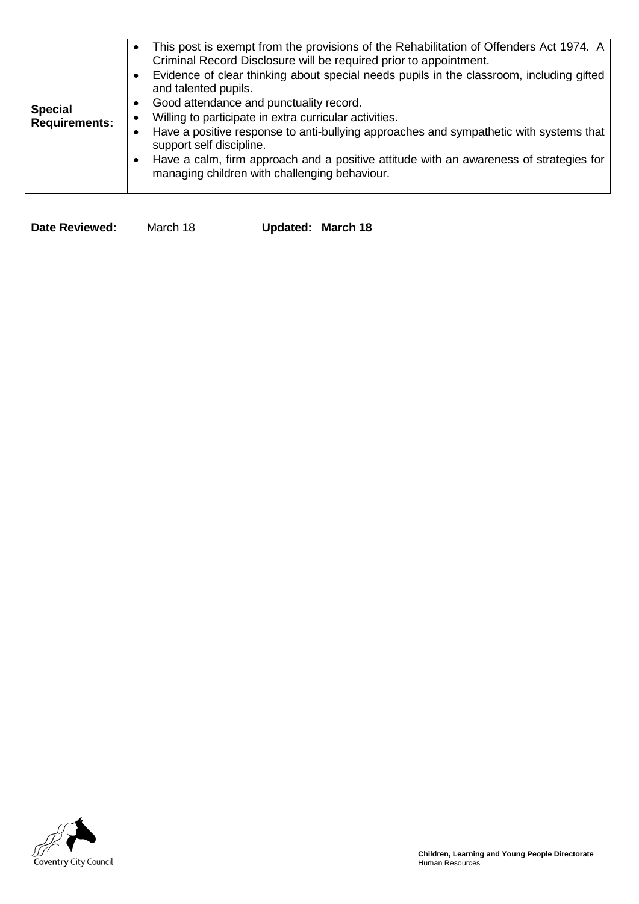| | |
|---|---|
| **Special Requirements:** | • This post is exempt from the provisions of the Rehabilitation of Offenders Act 1974. A Criminal Record Disclosure will be required prior to appointment.<br>• Evidence of clear thinking about special needs pupils in the classroom, including gifted and talented pupils.<br>• Good attendance and punctuality record.<br>• Willing to participate in extra curricular activities.<br>• Have a positive response to anti-bullying approaches and sympathetic with systems that support self discipline.<br>• Have a calm, firm approach and a positive attitude with an awareness of strategies for managing children with challenging behaviour. |

**Date Reviewed:** March 18 **Updated: March 18**